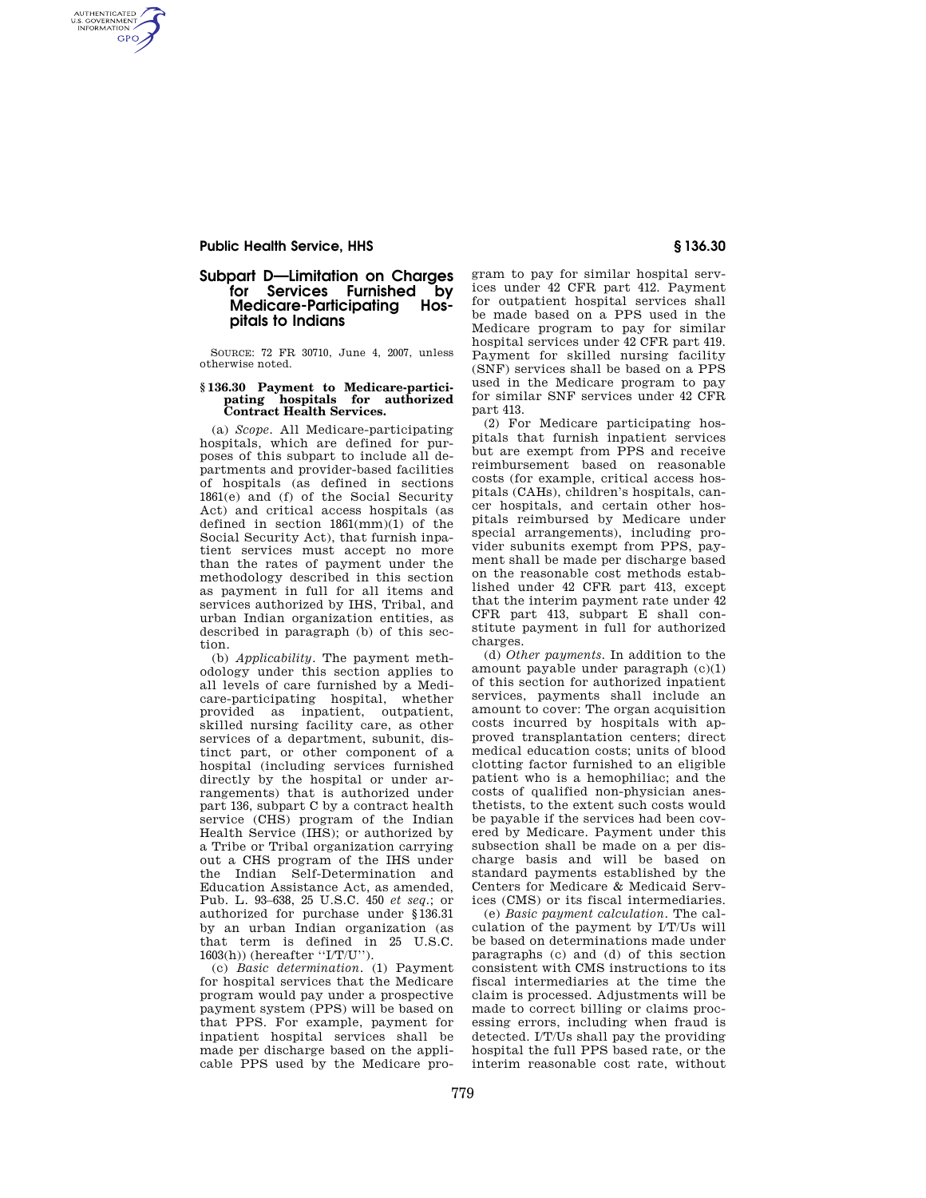## Subpart D—Limitation on Charges for Services Furnished by Medicare-Participating Hospitals to Indians

SOURCE: 72 FR 30710, June 4, 2007, unless otherwise noted.

### § 136.30 Payment to Medicare-participating hospitals for authorized Contract Health Services.

(a) *Scope.* All Medicare-participating hospitals, which are defined for purposes of this subpart to include all departments and provider-based facilities of hospitals (as defined in sections 1861(e) and (f) of the Social Security Act) and critical access hospitals (as defined in section 1861(mm)(1) of the Social Security Act), that furnish inpatient services must accept no more than the rates of payment under the methodology described in this section as payment in full for all items and services authorized by IHS, Tribal, and urban Indian organization entities, as described in paragraph (b) of this section.

(b) *Applicability.* The payment methodology under this section applies to all levels of care furnished by a Medicare-participating hospital, whether provided as inpatient, outpatient, skilled nursing facility care, as other services of a department, subunit, distinct part, or other component of a hospital (including services furnished directly by the hospital or under arrangements) that is authorized under part 136, subpart C by a contract health service (CHS) program of the Indian Health Service (IHS); or authorized by a Tribe or Tribal organization carrying out a CHS program of the IHS under the Indian Self-Determination and Education Assistance Act, as amended, Pub. L. 93–638, 25 U.S.C. 450 *et seq.*; or authorized for purchase under §136.31 by an urban Indian organization (as that term is defined in 25 U.S.C. 1603(h)) (hereafter ''I/T/U'').

(c) *Basic determination.* (1) Payment for hospital services that the Medicare program would pay under a prospective payment system (PPS) will be based on that PPS. For example, payment for inpatient hospital services shall be made per discharge based on the applicable PPS used by the Medicare program to pay for similar hospital services under 42 CFR part 412. Payment for outpatient hospital services shall be made based on a PPS used in the Medicare program to pay for similar hospital services under 42 CFR part 419. Payment for skilled nursing facility (SNF) services shall be based on a PPS used in the Medicare program to pay for similar SNF services under 42 CFR part 413.

(2) For Medicare participating hospitals that furnish inpatient services but are exempt from PPS and receive reimbursement based on reasonable costs (for example, critical access hospitals (CAHs), children's hospitals, cancer hospitals, and certain other hospitals reimbursed by Medicare under special arrangements), including provider subunits exempt from PPS, payment shall be made per discharge based on the reasonable cost methods established under 42 CFR part 413, except that the interim payment rate under 42 CFR part 413, subpart E shall constitute payment in full for authorized charges.

(d) *Other payments.* In addition to the amount payable under paragraph (c)(1) of this section for authorized inpatient services, payments shall include an amount to cover: The organ acquisition costs incurred by hospitals with approved transplantation centers; direct medical education costs; units of blood clotting factor furnished to an eligible patient who is a hemophiliac; and the costs of qualified non-physician anesthetists, to the extent such costs would be payable if the services had been covered by Medicare. Payment under this subsection shall be made on a per discharge basis and will be based on standard payments established by the Centers for Medicare & Medicaid Services (CMS) or its fiscal intermediaries.

(e) *Basic payment calculation.* The calculation of the payment by I/T/Us will be based on determinations made under paragraphs (c) and (d) of this section consistent with CMS instructions to its fiscal intermediaries at the time the claim is processed. Adjustments will be made to correct billing or claims processing errors, including when fraud is detected. I/T/Us shall pay the providing hospital the full PPS based rate, or the interim reasonable cost rate, without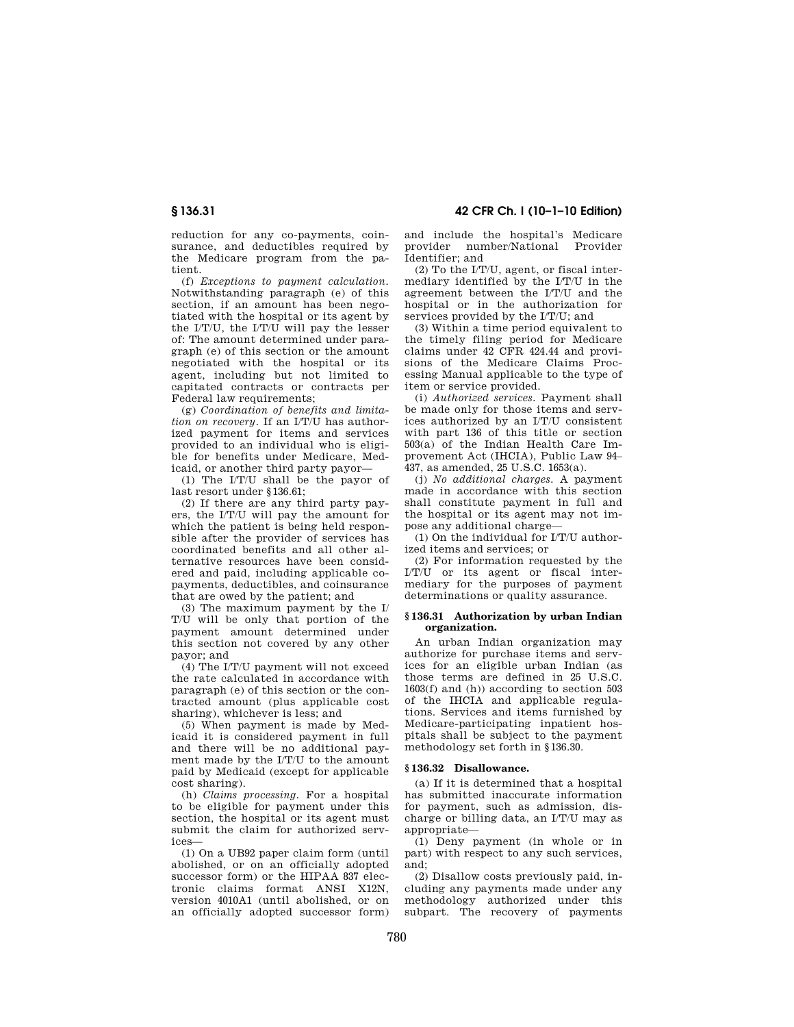reduction for any co-payments, coinsurance, and deductibles required by the Medicare program from the patient.

(f) *Exceptions to payment calculation.* Notwithstanding paragraph (e) of this section, if an amount has been negotiated with the hospital or its agent by the I/T/U, the I/T/U will pay the lesser of: The amount determined under paragraph (e) of this section or the amount negotiated with the hospital or its agent, including but not limited to capitated contracts or contracts per Federal law requirements;

(g) *Coordination of benefits and limitation on recovery.* If an I/T/U has authorized payment for items and services provided to an individual who is eligible for benefits under Medicare, Medicaid, or another third party payor—

(1) The I/T/U shall be the payor of last resort under §136.61;

(2) If there are any third party payers, the I/T/U will pay the amount for which the patient is being held responsible after the provider of services has coordinated benefits and all other alternative resources have been considered and paid, including applicable co-payments, deductibles, and coinsurance that are owed by the patient; and

(3) The maximum payment by the I/T/U will be only that portion of the payment amount determined under this section not covered by any other payor; and

(4) The I/T/U payment will not exceed the rate calculated in accordance with paragraph (e) of this section or the contracted amount (plus applicable cost sharing), whichever is less; and

(5) When payment is made by Medicaid it is considered payment in full and there will be no additional payment made by the I/T/U to the amount paid by Medicaid (except for applicable cost sharing).

(h) *Claims processing.* For a hospital to be eligible for payment under this section, the hospital or its agent must submit the claim for authorized services—

(1) On a UB92 paper claim form (until abolished, or on an officially adopted successor form) or the HIPAA 837 electronic claims format ANSI X12N, version 4010A1 (until abolished, or on an officially adopted successor form) and include the hospital's Medicare provider number/National Provider Identifier; and

(2) To the I/T/U, agent, or fiscal intermediary identified by the I/T/U in the agreement between the I/T/U and the hospital or in the authorization for services provided by the I/T/U; and

(3) Within a time period equivalent to the timely filing period for Medicare claims under 42 CFR 424.44 and provisions of the Medicare Claims Processing Manual applicable to the type of item or service provided.

(i) *Authorized services.* Payment shall be made only for those items and services authorized by an I/T/U consistent with part 136 of this title or section 503(a) of the Indian Health Care Improvement Act (IHCIA), Public Law 94–437, as amended, 25 U.S.C. 1653(a).

(j) *No additional charges.* A payment made in accordance with this section shall constitute payment in full and the hospital or its agent may not impose any additional charge—

(1) On the individual for I/T/U authorized items and services; or

(2) For information requested by the I/T/U or its agent or fiscal intermediary for the purposes of payment determinations or quality assurance.

### § 136.31 Authorization by urban Indian organization.

An urban Indian organization may authorize for purchase items and services for an eligible urban Indian (as those terms are defined in 25 U.S.C. 1603(f) and (h)) according to section 503 of the IHCIA and applicable regulations. Services and items furnished by Medicare-participating inpatient hospitals shall be subject to the payment methodology set forth in §136.30.

### § 136.32 Disallowance.

(a) If it is determined that a hospital has submitted inaccurate information for payment, such as admission, discharge or billing data, an I/T/U may as appropriate—

(1) Deny payment (in whole or in part) with respect to any such services, and;

(2) Disallow costs previously paid, including any payments made under any methodology authorized under this subpart. The recovery of payments